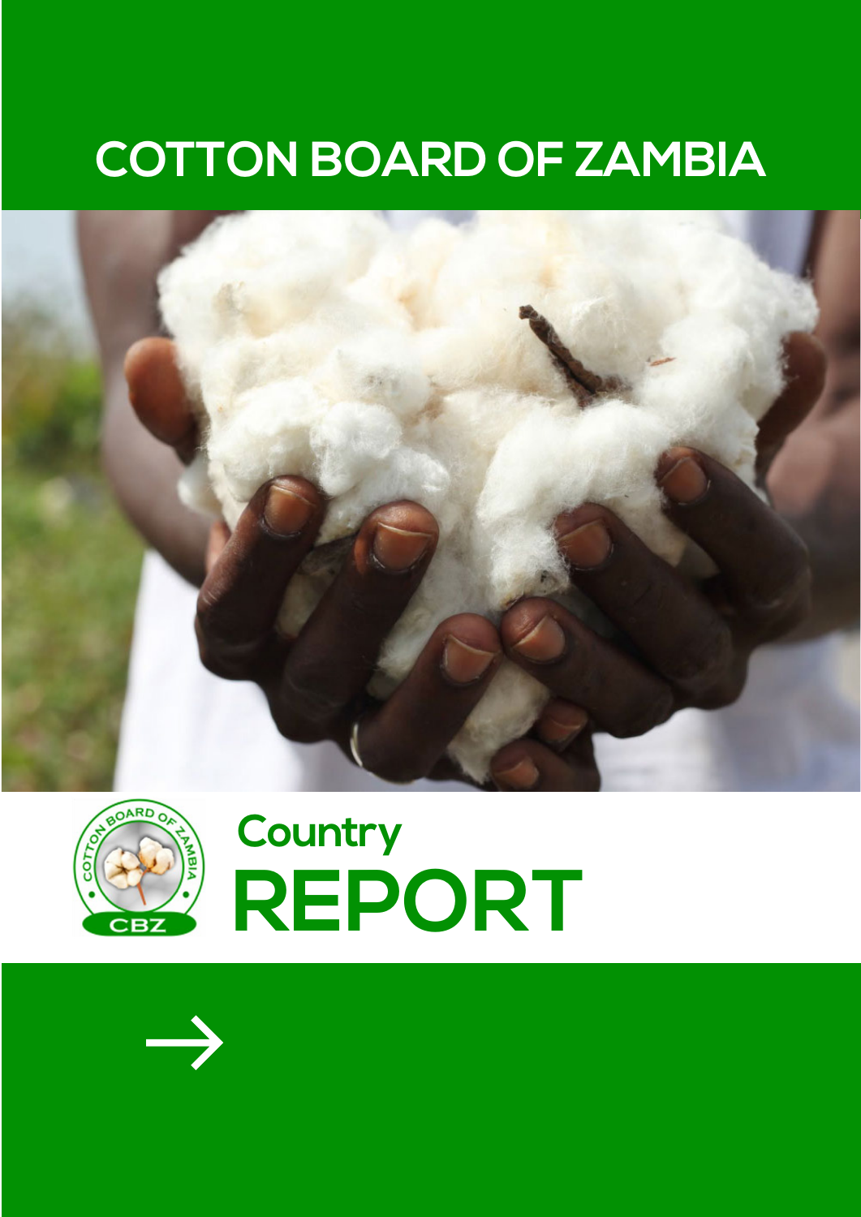# COTTON BOARD OF ZAMBIA

## Country REPORT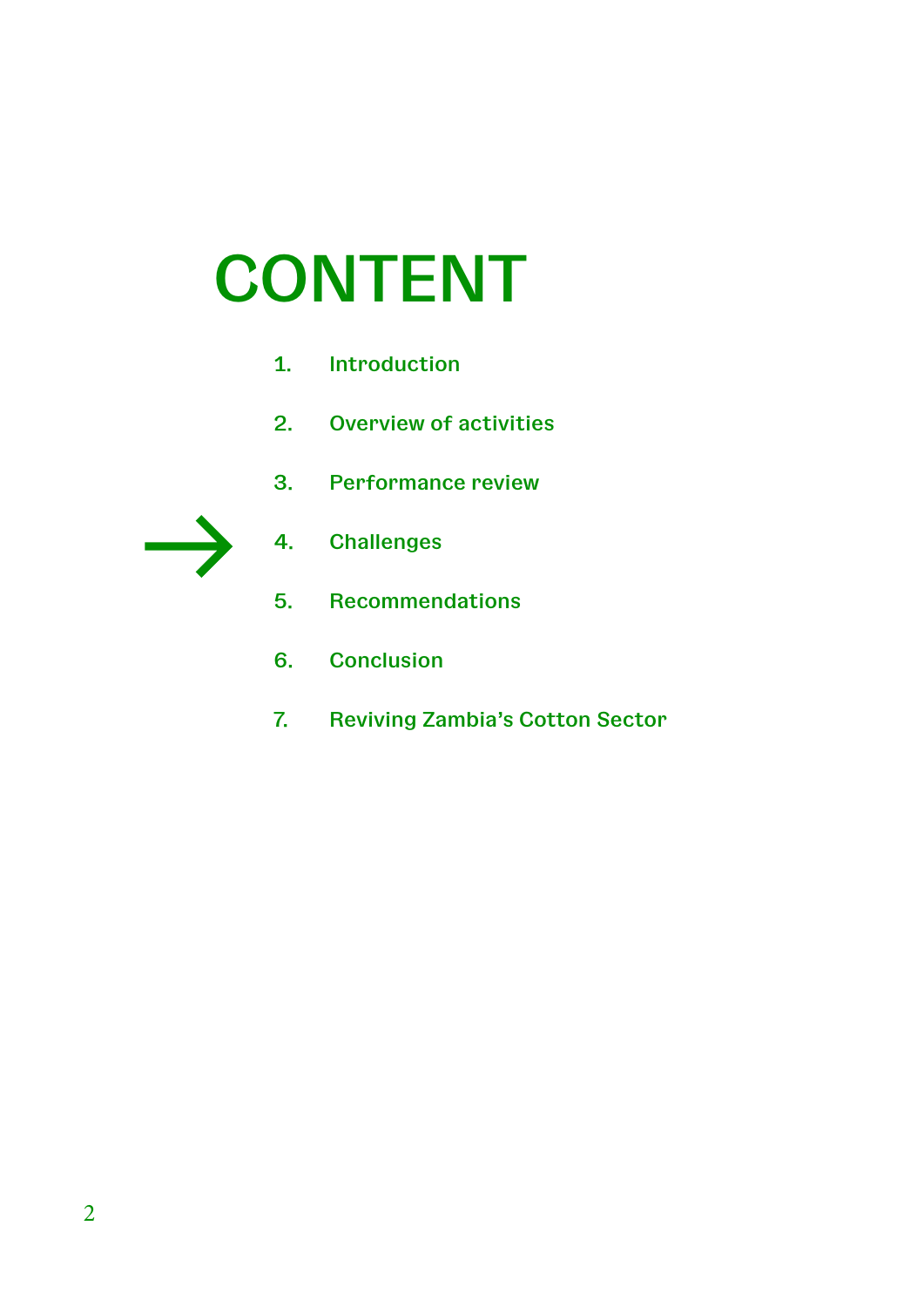# CONTENT

1. Introduction
2. Overview of activities
3. Performance review
4. Challenges
5. Recommendations
6. Conclusion
7. Reviving Zambia’s Cotton Sector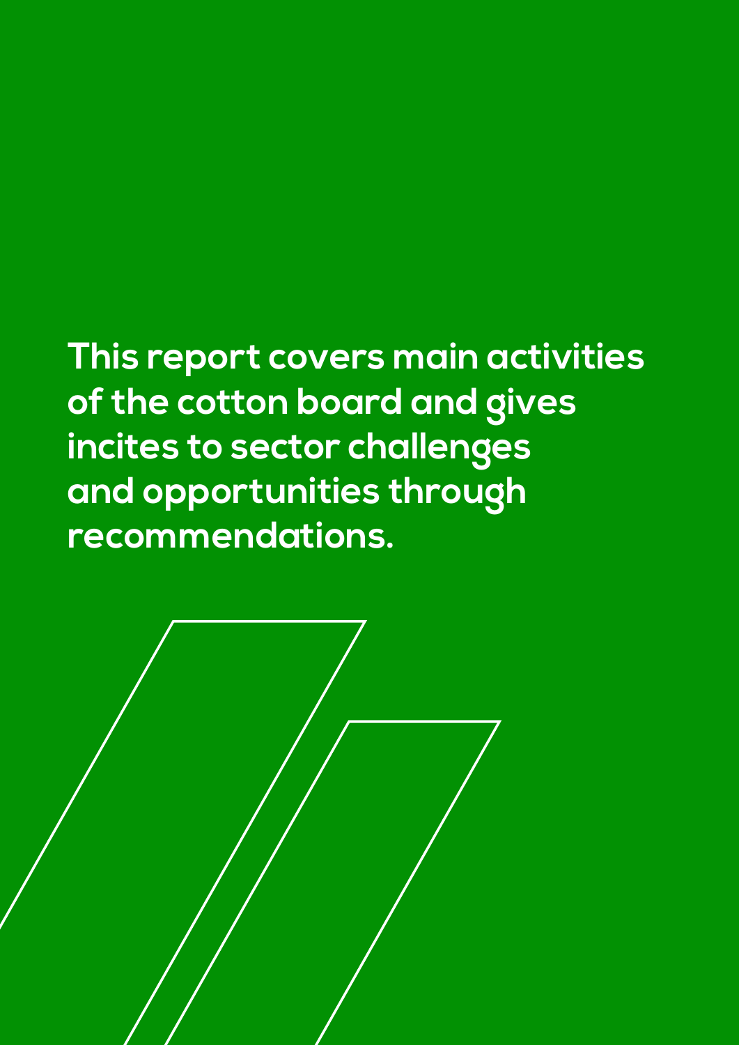**This report covers main activities of the cotton board and gives incites to sector challenges and opportunities through recommendations.**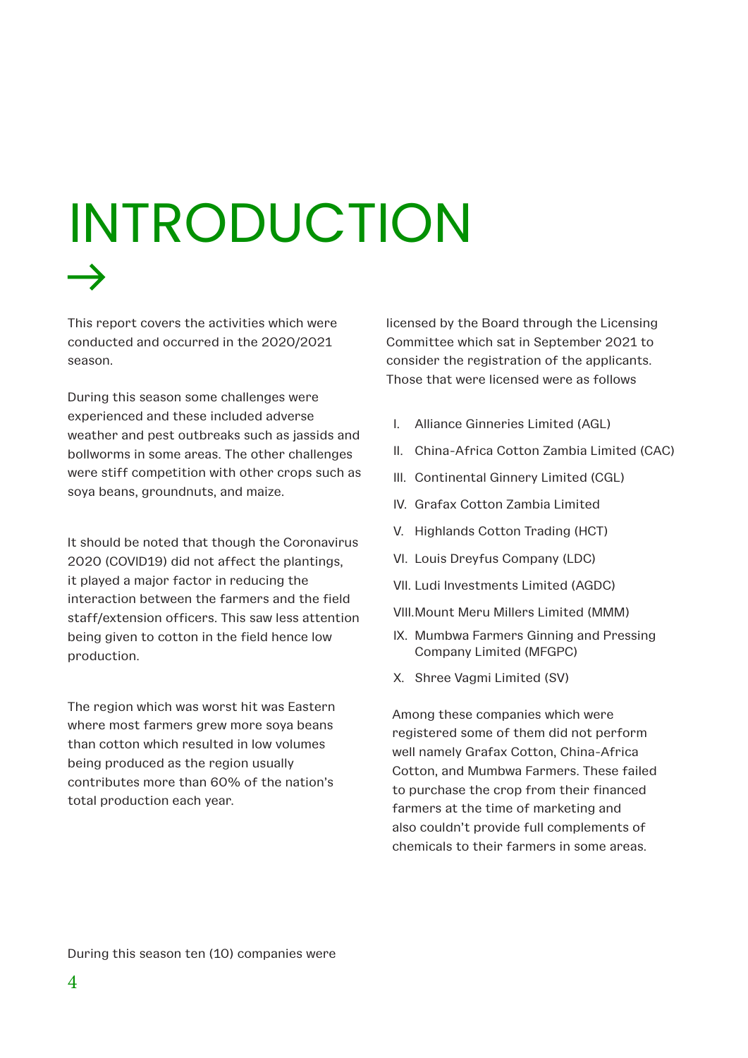# INTRODUCTION

→

This report covers the activities which were conducted and occurred in the 2020/2021 season.

During this season some challenges were experienced and these included adverse weather and pest outbreaks such as jassids and bollworms in some areas. The other challenges were stiff competition with other crops such as soya beans, groundnuts, and maize.

It should be noted that though the Coronavirus 2020 (COVID19) did not affect the plantings, it played a major factor in reducing the interaction between the farmers and the field staff/extension officers. This saw less attention being given to cotton in the field hence low production.

The region which was worst hit was Eastern where most farmers grew more soya beans than cotton which resulted in low volumes being produced as the region usually contributes more than 60% of the nation's total production each year.

During this season ten (10) companies were licensed by the Board through the Licensing Committee which sat in September 2021 to consider the registration of the applicants. Those that were licensed were as follows

I. Alliance Ginneries Limited (AGL)
II. China-Africa Cotton Zambia Limited (CAC)
III. Continental Ginnery Limited (CGL)
IV. Grafax Cotton Zambia Limited
V. Highlands Cotton Trading (HCT)
VI. Louis Dreyfus Company (LDC)
VII. Ludi Investments Limited (AGDC)
VIII. Mount Meru Millers Limited (MMM)
IX. Mumbwa Farmers Ginning and Pressing Company Limited (MFGPC)
X. Shree Vagmi Limited (SV)

Among these companies which were registered some of them did not perform well namely Grafax Cotton, China-Africa Cotton, and Mumbwa Farmers. These failed to purchase the crop from their financed farmers at the time of marketing and also couldn't provide full complements of chemicals to their farmers in some areas.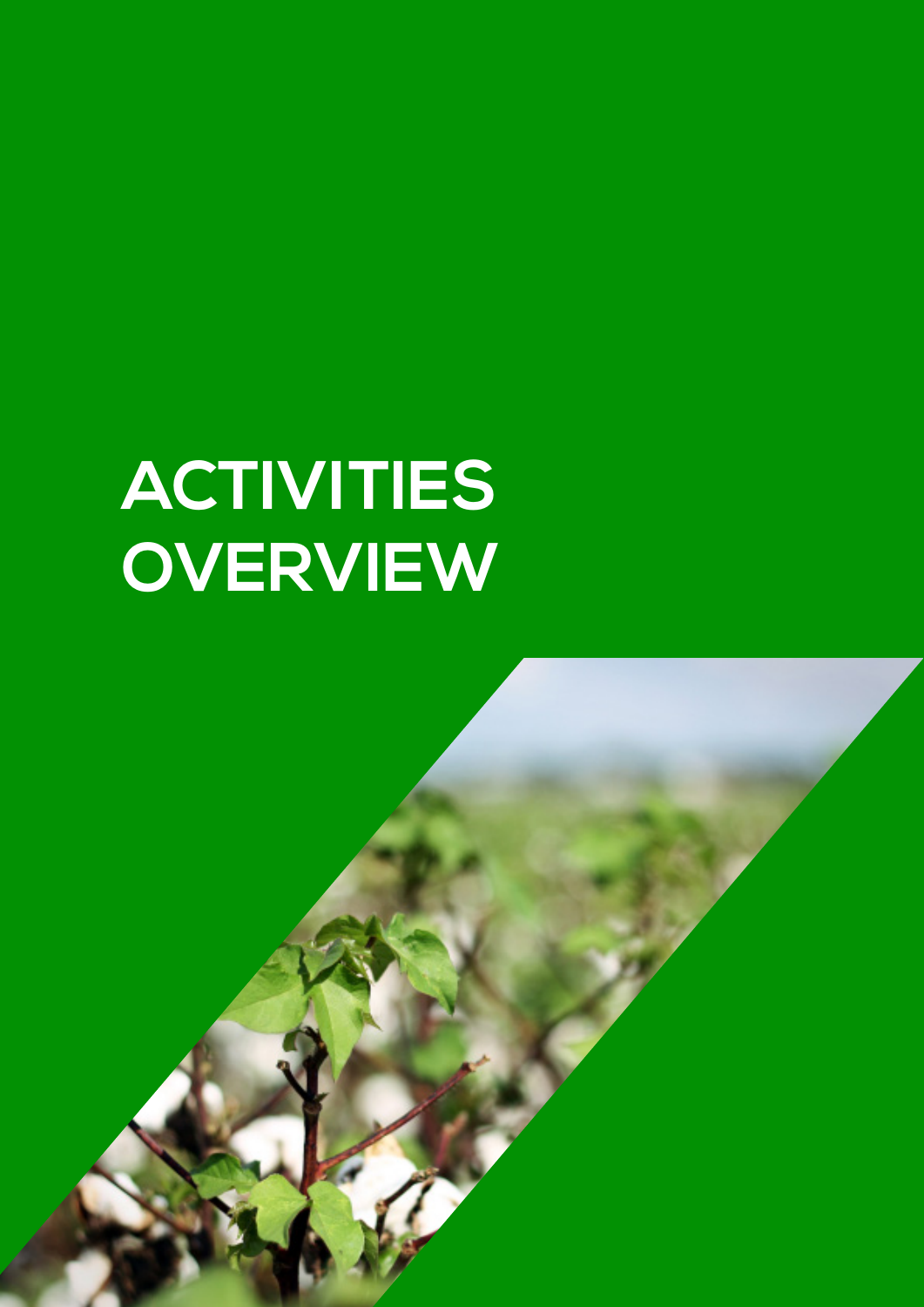# ACTIVITIES OVERVIEW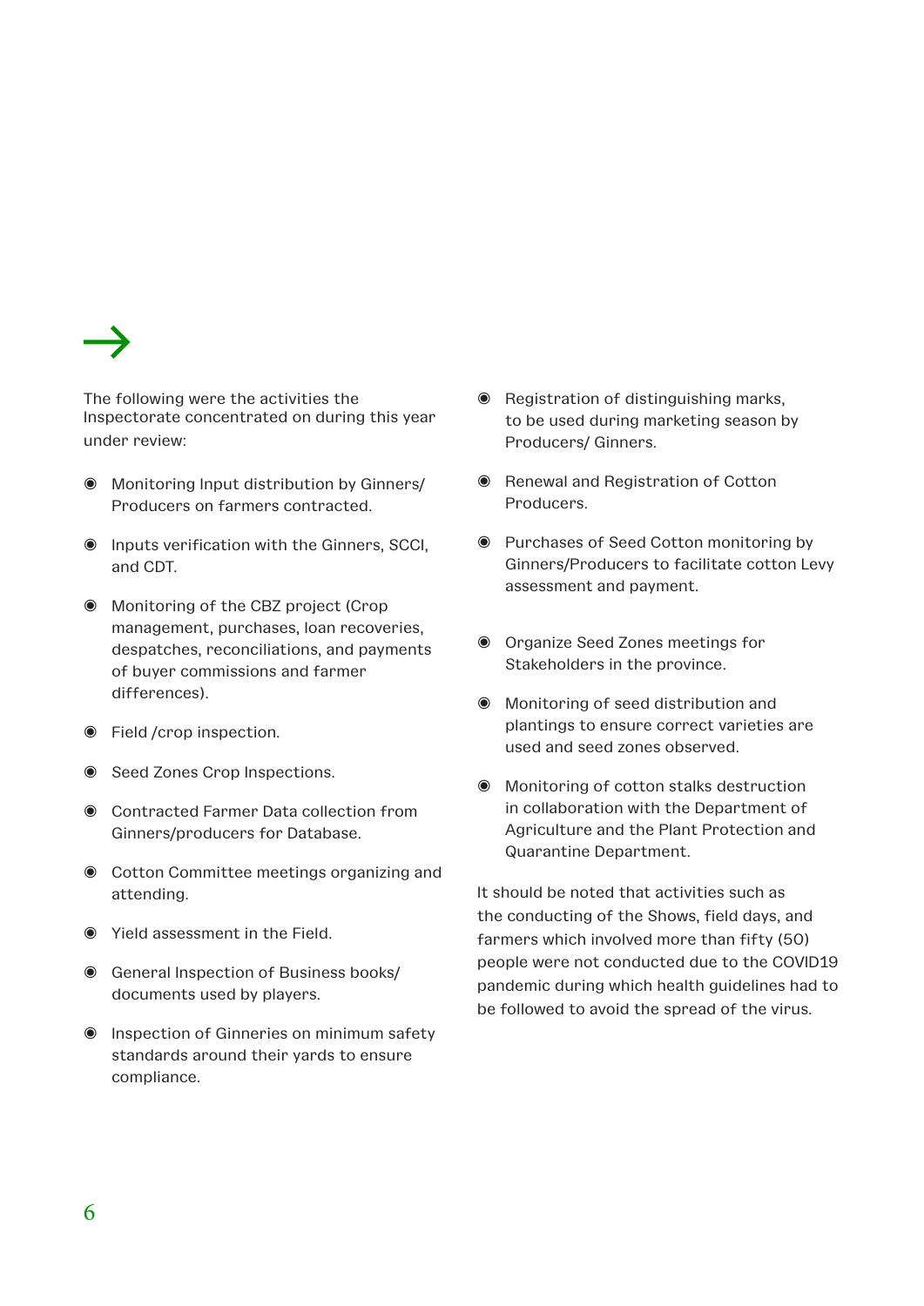The following were the activities the Inspectorate concentrated on during this year under review:

- Monitoring Input distribution by Ginners/ Producers on farmers contracted.
- Inputs verification with the Ginners, SCCI, and CDT.
- Monitoring of the CBZ project (Crop management, purchases, loan recoveries, despatches, reconciliations, and payments of buyer commissions and farmer differences).
- Field /crop inspection.
- Seed Zones Crop Inspections.
- Contracted Farmer Data collection from Ginners/producers for Database.
- Cotton Committee meetings organizing and attending.
- Yield assessment in the Field.
- General Inspection of Business books/ documents used by players.
- Inspection of Ginneries on minimum safety standards around their yards to ensure compliance.
- Registration of distinguishing marks, to be used during marketing season by Producers/ Ginners.
- Renewal and Registration of Cotton Producers.
- Purchases of Seed Cotton monitoring by Ginners/Producers to facilitate cotton Levy assessment and payment.
- Organize Seed Zones meetings for Stakeholders in the province.
- Monitoring of seed distribution and plantings to ensure correct varieties are used and seed zones observed.
- Monitoring of cotton stalks destruction in collaboration with the Department of Agriculture and the Plant Protection and Quarantine Department.

It should be noted that activities such as the conducting of the Shows, field days, and farmers which involved more than fifty (50) people were not conducted due to the COVID19 pandemic during which health guidelines had to be followed to avoid the spread of the virus.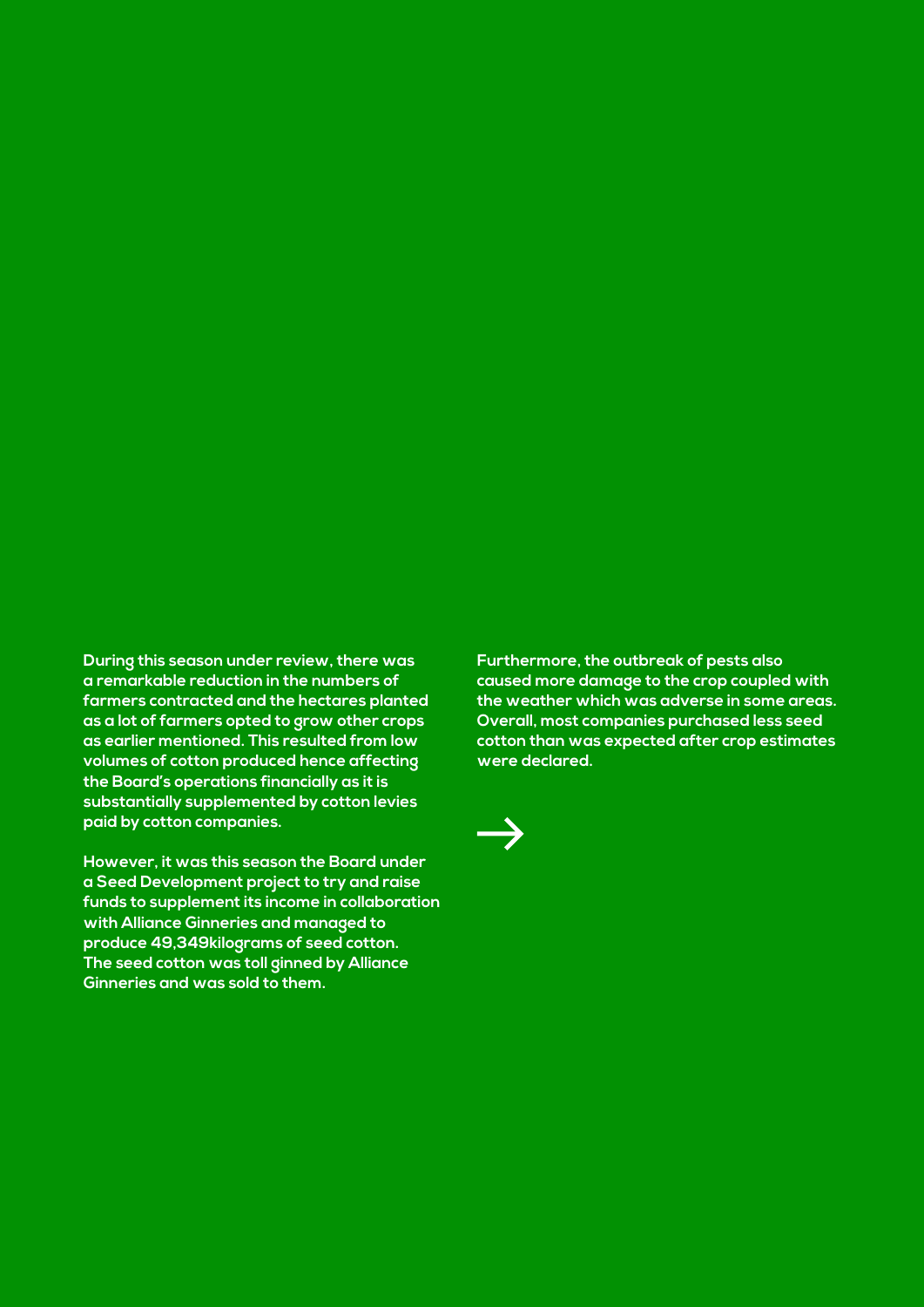During this season under review, there was a remarkable reduction in the numbers of farmers contracted and the hectares planted as a lot of farmers opted to grow other crops as earlier mentioned. This resulted from low volumes of cotton produced hence affecting the Board's operations financially as it is substantially supplemented by cotton levies paid by cotton companies.

However, it was this season the Board under a Seed Development project to try and raise funds to supplement its income in collaboration with Alliance Ginneries and managed to produce 49,349kilograms of seed cotton. The seed cotton was toll ginned by Alliance Ginneries and was sold to them.

Furthermore, the outbreak of pests also caused more damage to the crop coupled with the weather which was adverse in some areas. Overall, most companies purchased less seed cotton than was expected after crop estimates were declared.

→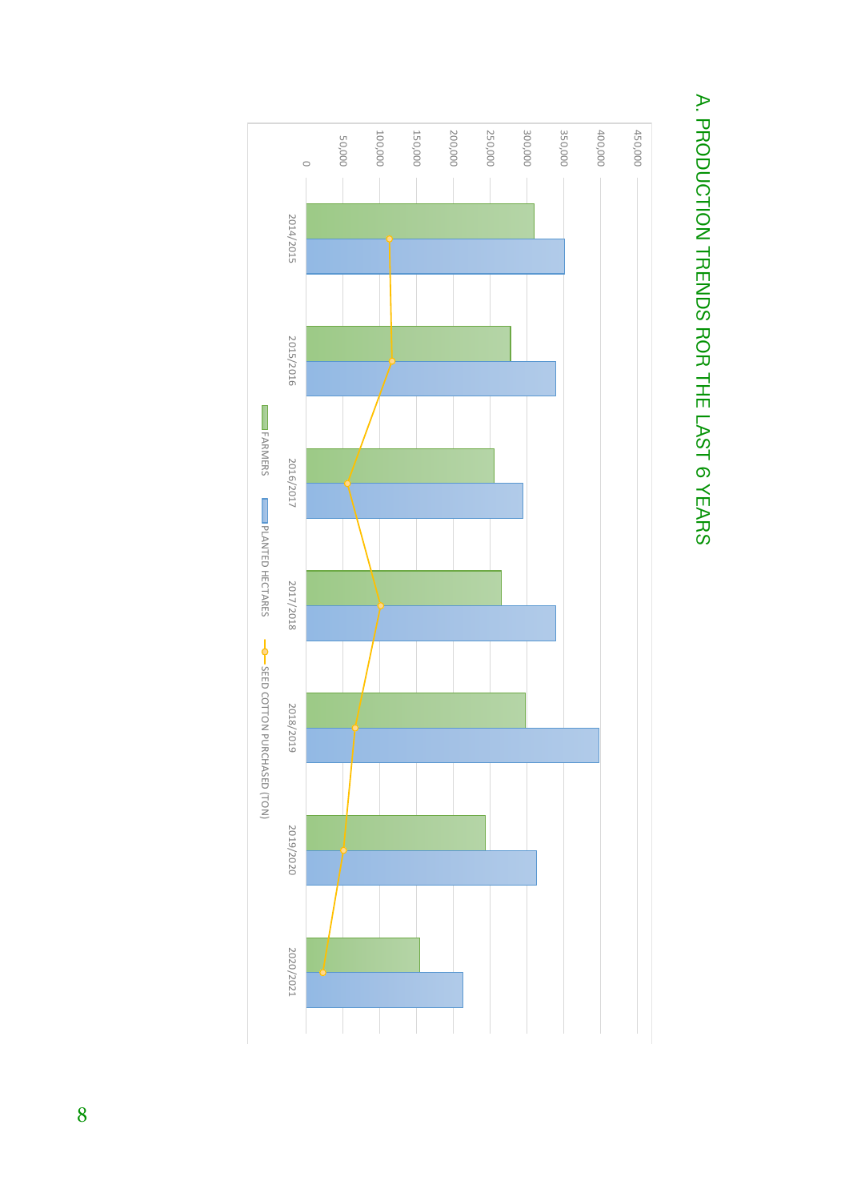# A. PRODUCTION TRENDS ROR THE LAST 6 YEARS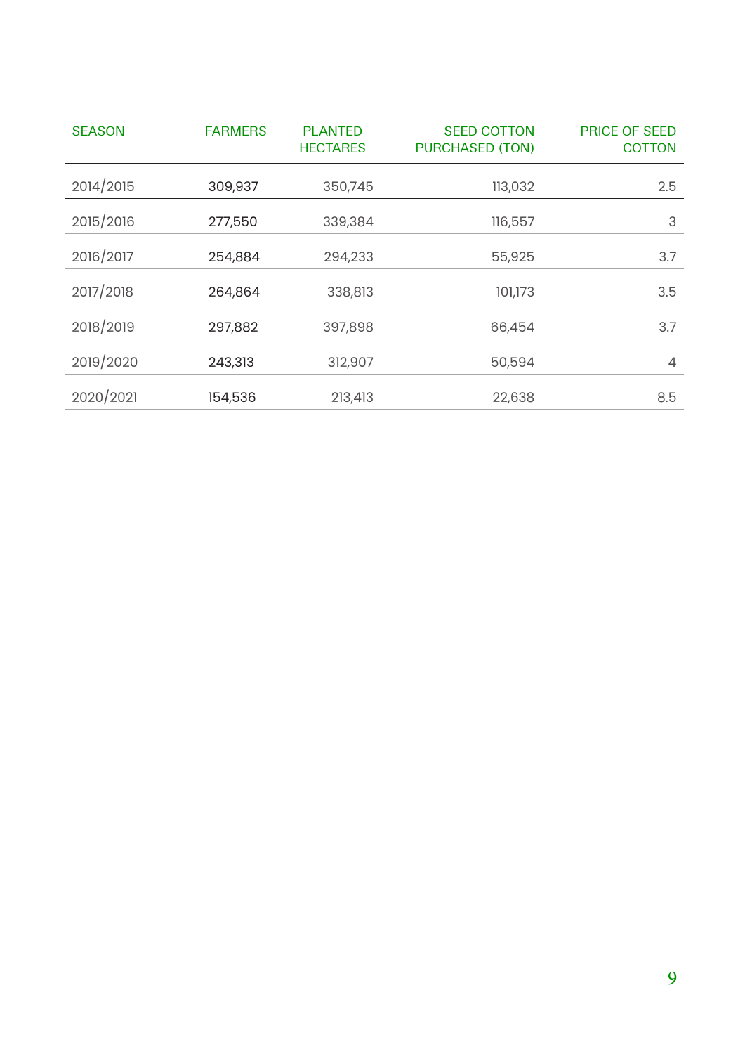| SEASON | FARMERS | PLANTED HECTARES | SEED COTTON PURCHASED (TON) | PRICE OF SEED COTTON |
|---|---|---|---|---|
| 2014/2015 | 309,937 | 350,745 | 113,032 | 2.5 |
| 2015/2016 | 277,550 | 339,384 | 116,557 | 3 |
| 2016/2017 | 254,884 | 294,233 | 55,925 | 3.7 |
| 2017/2018 | 264,864 | 338,813 | 101,173 | 3.5 |
| 2018/2019 | 297,882 | 397,898 | 66,454 | 3.7 |
| 2019/2020 | 243,313 | 312,907 | 50,594 | 4 |
| 2020/2021 | 154,536 | 213,413 | 22,638 | 8.5 |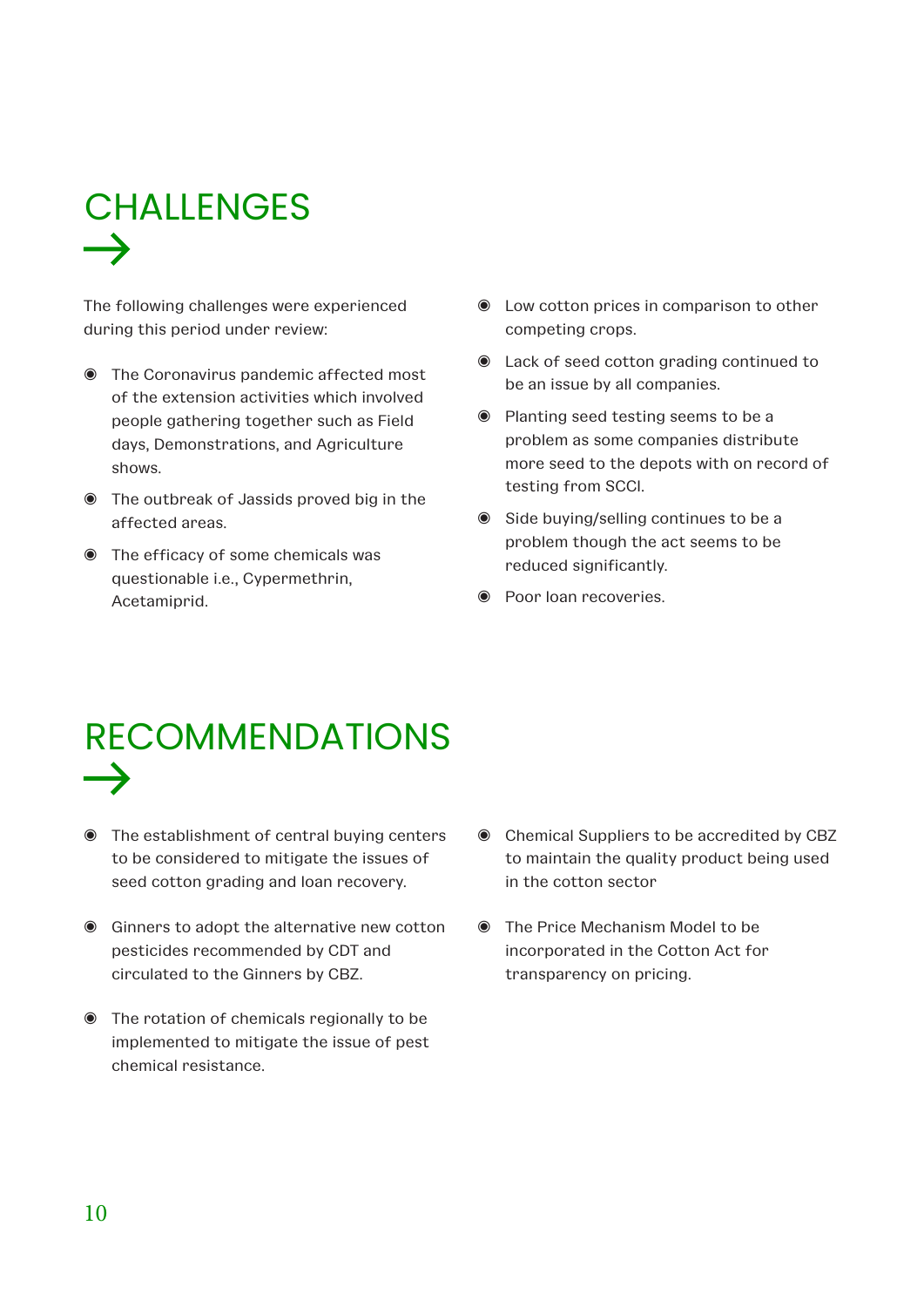# CHALLENGES

The following challenges were experienced during this period under review:

- The Coronavirus pandemic affected most of the extension activities which involved people gathering together such as Field days, Demonstrations, and Agriculture shows.
- The outbreak of Jassids proved big in the affected areas.
- The efficacy of some chemicals was questionable i.e., Cypermethrin, Acetamiprid.
- Low cotton prices in comparison to other competing crops.
- Lack of seed cotton grading continued to be an issue by all companies.
- Planting seed testing seems to be a problem as some companies distribute more seed to the depots with on record of testing from SCCI.
- Side buying/selling continues to be a problem though the act seems to be reduced significantly.
- Poor loan recoveries.

# RECOMMENDATIONS

- The establishment of central buying centers to be considered to mitigate the issues of seed cotton grading and loan recovery.
- Ginners to adopt the alternative new cotton pesticides recommended by CDT and circulated to the Ginners by CBZ.
- The rotation of chemicals regionally to be implemented to mitigate the issue of pest chemical resistance.
- Chemical Suppliers to be accredited by CBZ to maintain the quality product being used in the cotton sector
- The Price Mechanism Model to be incorporated in the Cotton Act for transparency on pricing.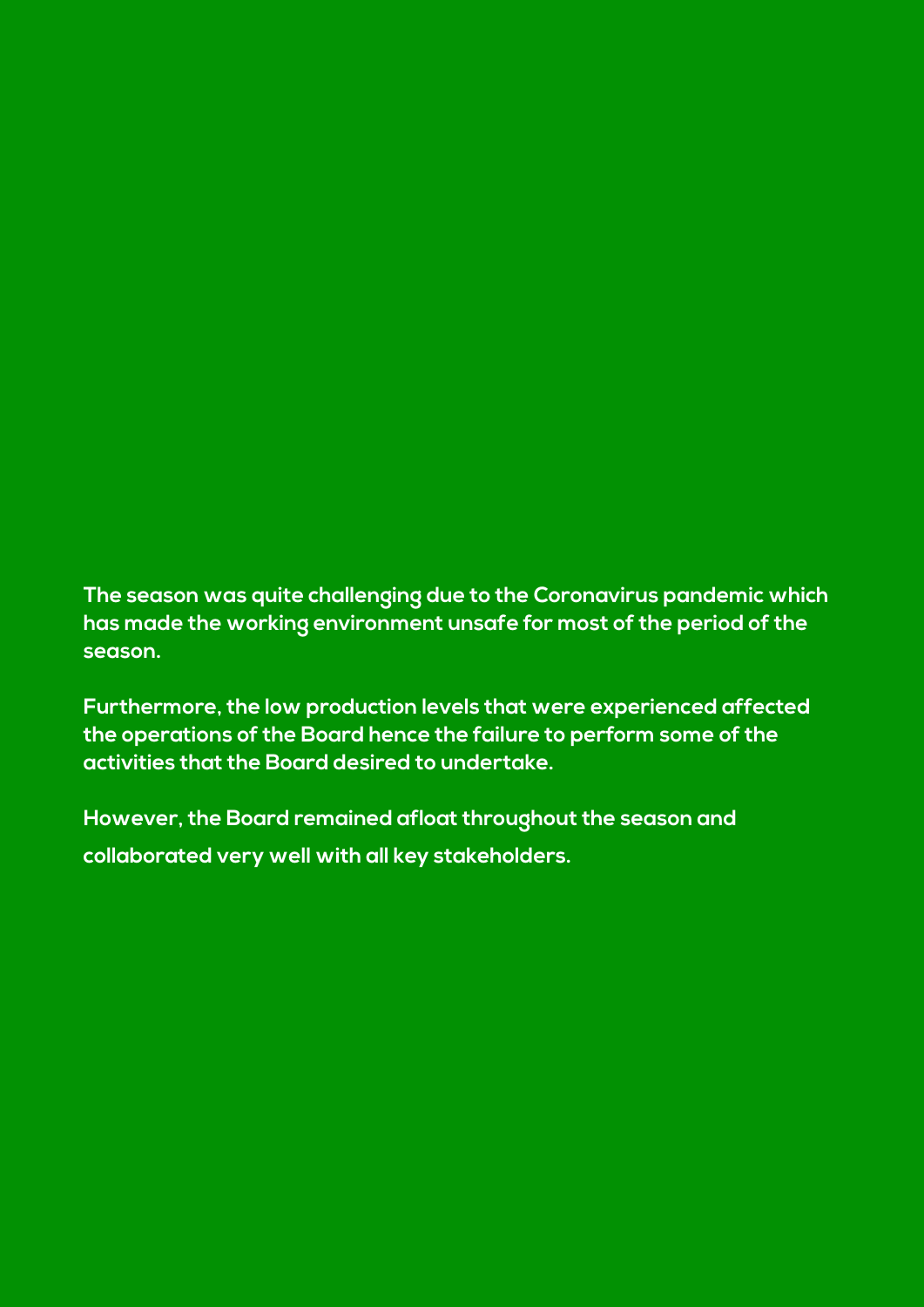**The season was quite challenging due to the Coronavirus pandemic which has made the working environment unsafe for most of the period of the season.**

**Furthermore, the low production levels that were experienced affected the operations of the Board hence the failure to perform some of the activities that the Board desired to undertake.**

**However, the Board remained afloat throughout the season and collaborated very well with all key stakeholders.**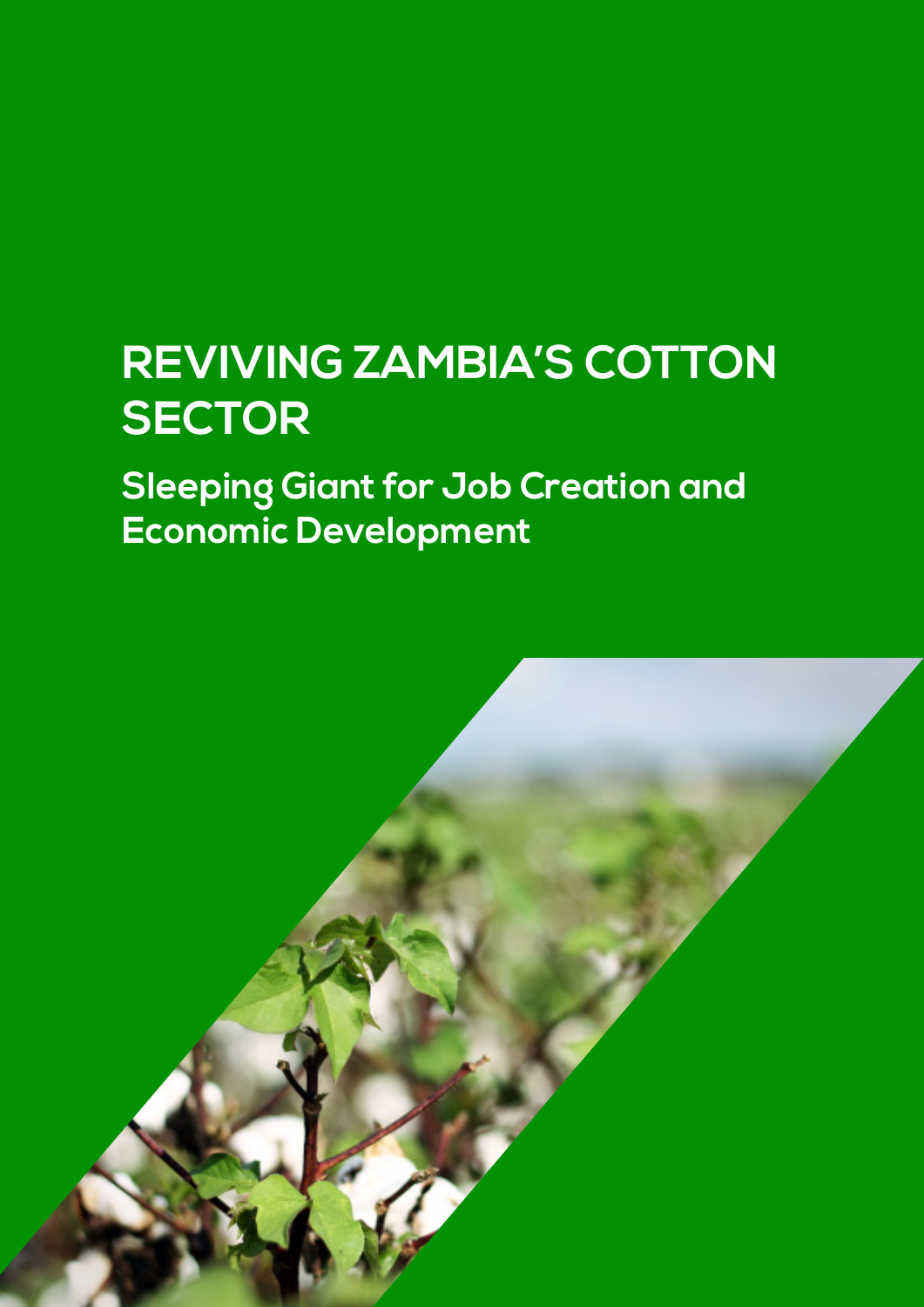# REVIVING ZAMBIA'S COTTON SECTOR

## Sleeping Giant for Job Creation and Economic Development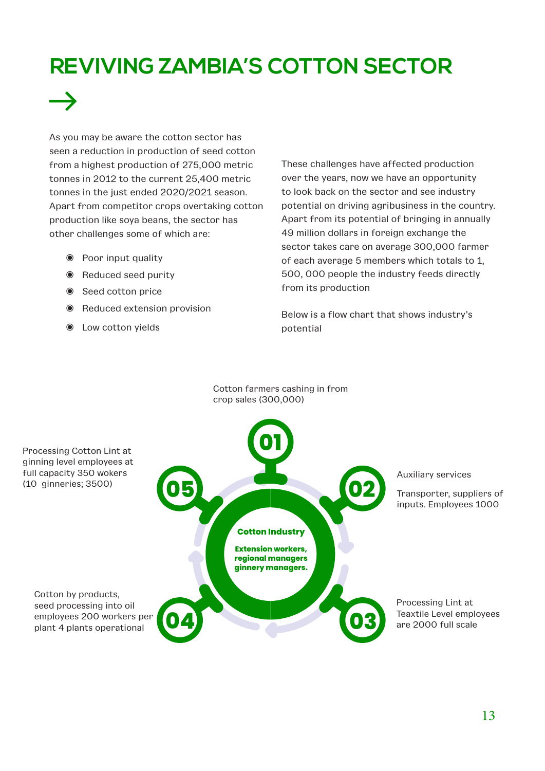# REVIVING ZAMBIA'S COTTON SECTOR

→

As you may be aware the cotton sector has seen a reduction in production of seed cotton from a highest production of 275,000 metric tonnes in 2012 to the current 25,400 metric tonnes in the just ended 2020/2021 season. Apart from competitor crops overtaking cotton production like soya beans, the sector has other challenges some of which are:

- Poor input quality
- Reduced seed purity
- Seed cotton price
- Reduced extension provision
- Low cotton yields

These challenges have affected production over the years, now we have an opportunity to look back on the sector and see industry potential on driving agribusiness in the country. Apart from its potential of bringing in annually 49 million dollars in foreign exchange the sector takes care on average 300,000 farmer of each average 5 members which totals to 1, 500, 000 people the industry feeds directly from its production

Below is a flow chart that shows industry's potential

**Cotton Industry**

**Extension workers, regional managers ginnery managers.**

**01** Cotton farmers cashing in from crop sales (300,000)

**02** Auxiliary services

Transporter, suppliers of inputs. Employees 1000

**03** Processing Lint at Teaxtile Level employees are 2000 full scale

**04** Cotton by products, seed processing into oil employees 200 workers per plant 4 plants operational

**05** Processing Cotton Lint at ginning level employees at full capacity 350 wokers (10 ginneries; 3500)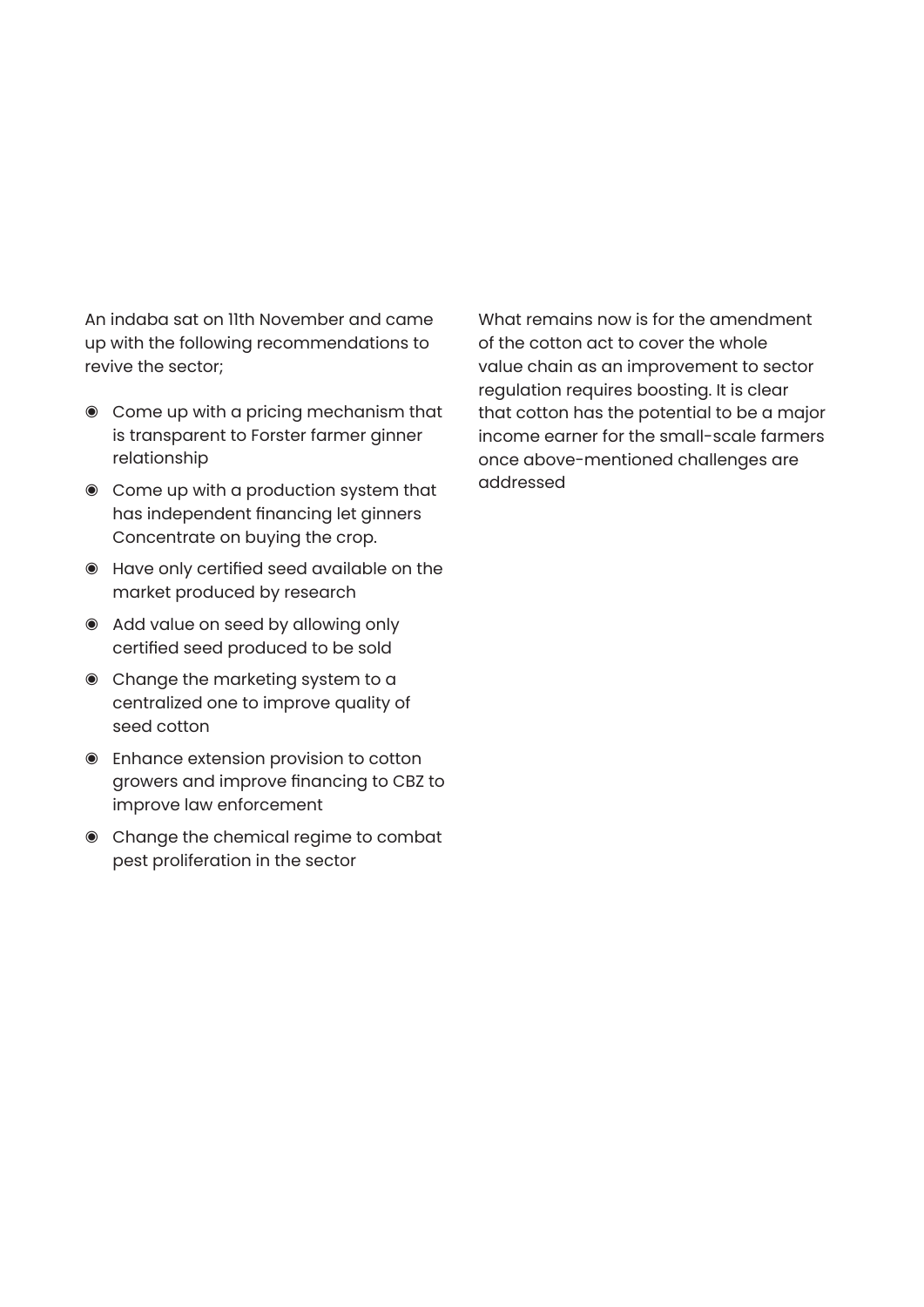An indaba sat on 11th November and came up with the following recommendations to revive the sector;

- Come up with a pricing mechanism that is transparent to Forster farmer ginner relationship
- Come up with a production system that has independent financing let ginners Concentrate on buying the crop.
- Have only certified seed available on the market produced by research
- Add value on seed by allowing only certified seed produced to be sold
- Change the marketing system to a centralized one to improve quality of seed cotton
- Enhance extension provision to cotton growers and improve financing to CBZ to improve law enforcement
- Change the chemical regime to combat pest proliferation in the sector

What remains now is for the amendment of the cotton act to cover the whole value chain as an improvement to sector regulation requires boosting. It is clear that cotton has the potential to be a major income earner for the small-scale farmers once above-mentioned challenges are addressed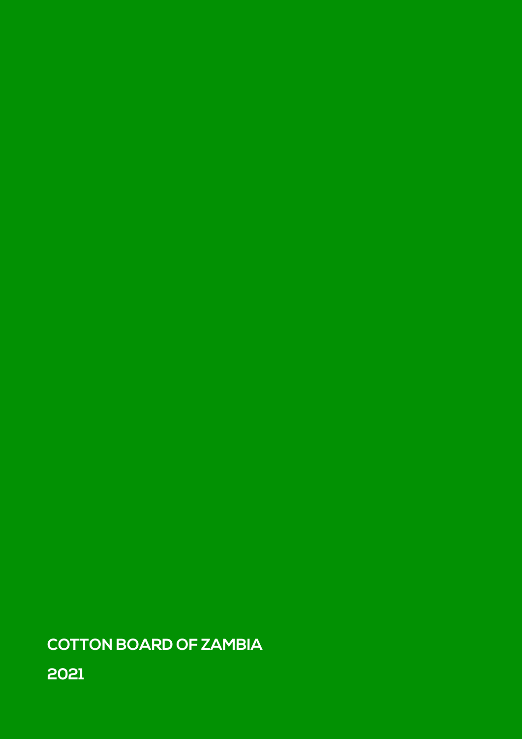COTTON BOARD OF ZAMBIA

2021